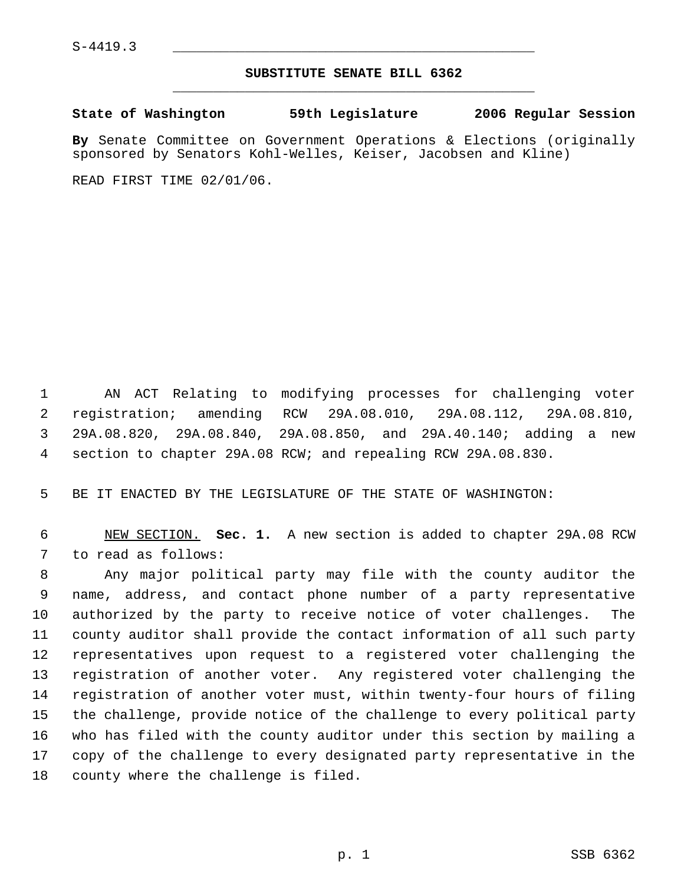S-4419.3

## SUBSTITUTE SENATE BILL 6362

**State of Washington 59th Legislature 2006 Regular Session**

**By** Senate Committee on Government Operations & Elections (originally sponsored by Senators Kohl-Welles, Keiser, Jacobsen and Kline)

READ FIRST TIME 02/01/06.

AN ACT Relating to modifying processes for challenging voter registration; amending RCW 29A.08.010, 29A.08.112, 29A.08.810, 29A.08.820, 29A.08.840, 29A.08.850, and 29A.40.140; adding a new section to chapter 29A.08 RCW; and repealing RCW 29A.08.830.

BE IT ENACTED BY THE LEGISLATURE OF THE STATE OF WASHINGTON:

NEW SECTION. **Sec. 1.** A new section is added to chapter 29A.08 RCW to read as follows:

Any major political party may file with the county auditor the name, address, and contact phone number of a party representative authorized by the party to receive notice of voter challenges. The county auditor shall provide the contact information of all such party representatives upon request to a registered voter challenging the registration of another voter. Any registered voter challenging the registration of another voter must, within twenty-four hours of filing the challenge, provide notice of the challenge to every political party who has filed with the county auditor under this section by mailing a copy of the challenge to every designated party representative in the county where the challenge is filed.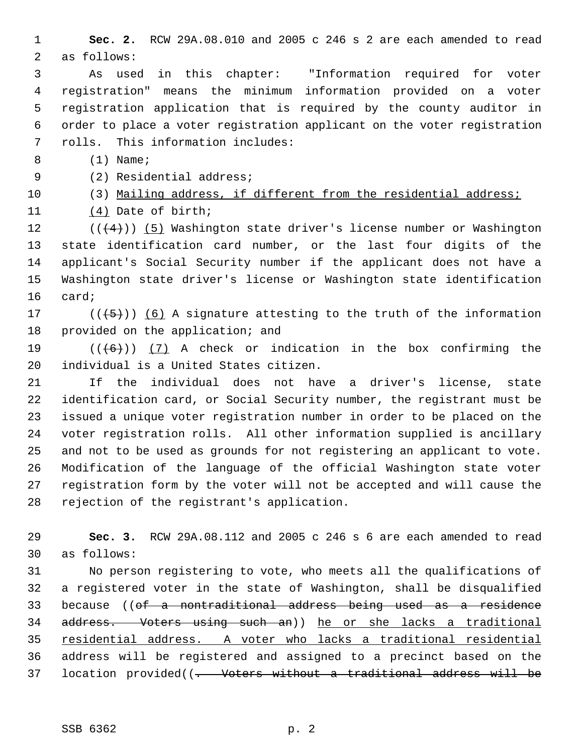**Sec. 2.** RCW 29A.08.010 and 2005 c 246 s 2 are each amended to read as follows:

As used in this chapter: "Information required for voter registration" means the minimum information provided on a voter registration application that is required by the county auditor in order to place a voter registration applicant on the voter registration rolls. This information includes:

(1) Name;

(2) Residential address;

(3) <u>Mailing address, if different from the residential address;</u>

<u>(4)</u> Date of birth;

((~~(4)~~)) <u>(5)</u> Washington state driver's license number or Washington state identification card number, or the last four digits of the applicant's Social Security number if the applicant does not have a Washington state driver's license or Washington state identification card;

((~~(5)~~)) <u>(6)</u> A signature attesting to the truth of the information provided on the application; and

((~~(6)~~)) <u>(7)</u> A check or indication in the box confirming the individual is a United States citizen.

If the individual does not have a driver's license, state identification card, or Social Security number, the registrant must be issued a unique voter registration number in order to be placed on the voter registration rolls. All other information supplied is ancillary and not to be used as grounds for not registering an applicant to vote. Modification of the language of the official Washington state voter registration form by the voter will not be accepted and will cause the rejection of the registrant's application.

**Sec. 3.** RCW 29A.08.112 and 2005 c 246 s 6 are each amended to read as follows:

No person registering to vote, who meets all the qualifications of a registered voter in the state of Washington, shall be disqualified because ((~~of a nontraditional address being used as a residence address. Voters using such an~~)) <u>he or she lacks a traditional residential address. A voter who lacks a traditional residential</u> address will be registered and assigned to a precinct based on the location provided((~~. Voters without a traditional address will be~~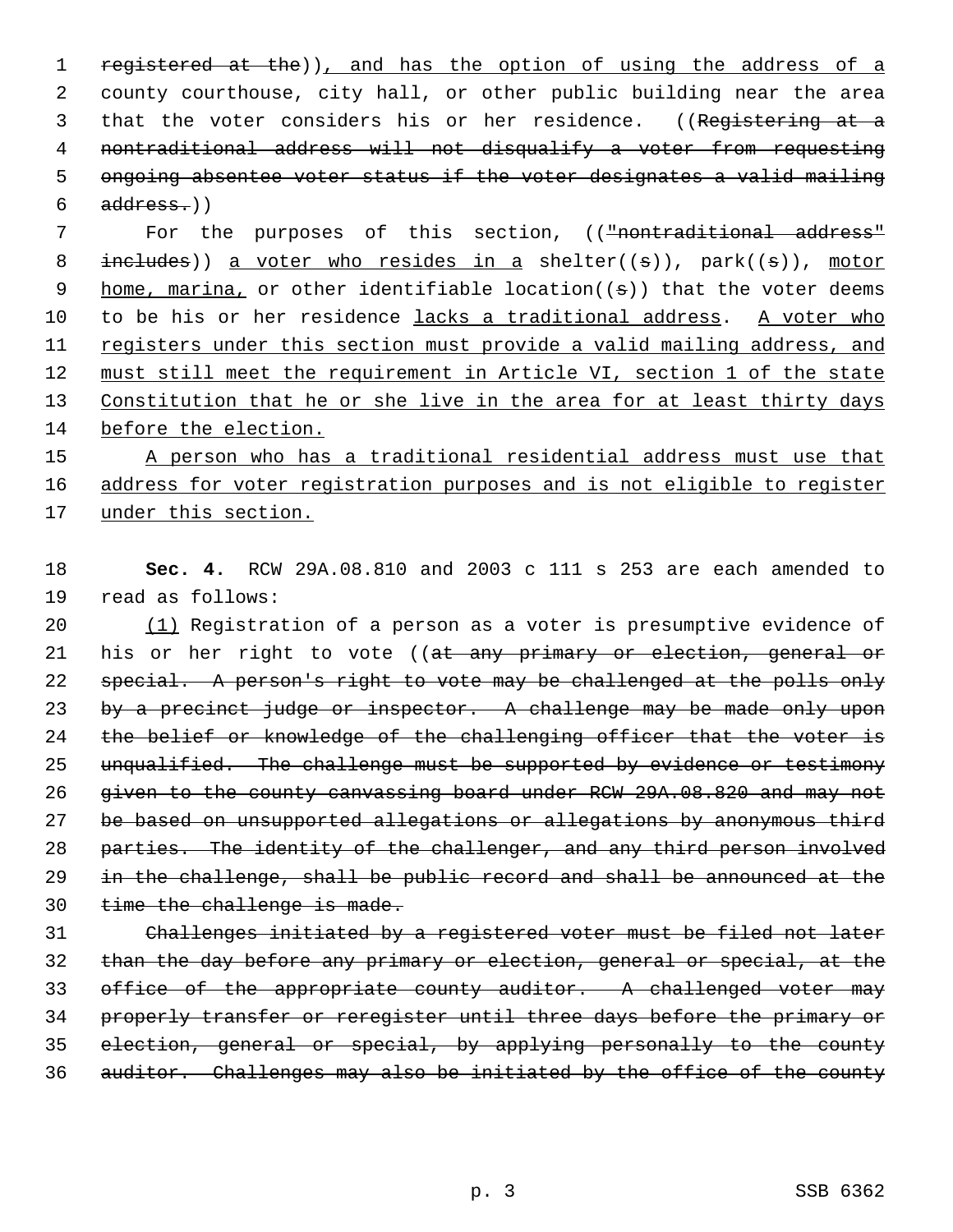registered at the)), and has the option of using the address of a county courthouse, city hall, or other public building near the area that the voter considers his or her residence. ((Registering at a nontraditional address will not disqualify a voter from requesting ongoing absentee voter status if the voter designates a valid mailing address.))

For the purposes of this section, (("nontraditional address" includes)) a voter who resides in a shelter((s)), park((s)), motor home, marina, or other identifiable location((s)) that the voter deems to be his or her residence lacks a traditional address. A voter who registers under this section must provide a valid mailing address, and must still meet the requirement in Article VI, section 1 of the state Constitution that he or she live in the area for at least thirty days before the election.

A person who has a traditional residential address must use that address for voter registration purposes and is not eligible to register under this section.

**Sec. 4.** RCW 29A.08.810 and 2003 c 111 s 253 are each amended to read as follows:

(1) Registration of a person as a voter is presumptive evidence of his or her right to vote ((at any primary or election, general or special. A person's right to vote may be challenged at the polls only by a precinct judge or inspector. A challenge may be made only upon the belief or knowledge of the challenging officer that the voter is unqualified. The challenge must be supported by evidence or testimony given to the county canvassing board under RCW 29A.08.820 and may not be based on unsupported allegations or allegations by anonymous third parties. The identity of the challenger, and any third person involved in the challenge, shall be public record and shall be announced at the time the challenge is made.

Challenges initiated by a registered voter must be filed not later than the day before any primary or election, general or special, at the office of the appropriate county auditor. A challenged voter may properly transfer or reregister until three days before the primary or election, general or special, by applying personally to the county auditor. Challenges may also be initiated by the office of the county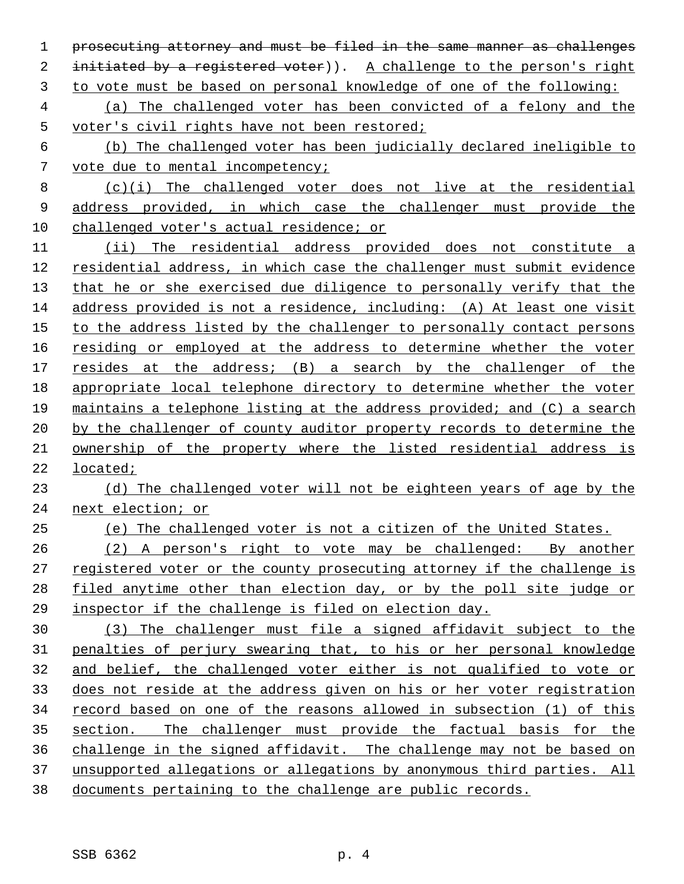~~prosecuting attorney and must be filed in the same manner as challenges initiated by a registered voter~~)). <u>A challenge to the person's right to vote must be based on personal knowledge of one of the following:</u>

<u>(a) The challenged voter has been convicted of a felony and the voter's civil rights have not been restored;</u>

<u>(b) The challenged voter has been judicially declared ineligible to vote due to mental incompetency;</u>

<u>(c)(i) The challenged voter does not live at the residential address provided, in which case the challenger must provide the challenged voter's actual residence; or</u>

<u>(ii) The residential address provided does not constitute a residential address, in which case the challenger must submit evidence that he or she exercised due diligence to personally verify that the address provided is not a residence, including: (A) At least one visit to the address listed by the challenger to personally contact persons residing or employed at the address to determine whether the voter resides at the address; (B) a search by the challenger of the appropriate local telephone directory to determine whether the voter maintains a telephone listing at the address provided; and (C) a search by the challenger of county auditor property records to determine the ownership of the property where the listed residential address is located;</u>

<u>(d) The challenged voter will not be eighteen years of age by the next election; or</u>

<u>(e) The challenged voter is not a citizen of the United States.</u>

<u>(2) A person's right to vote may be challenged: By another registered voter or the county prosecuting attorney if the challenge is filed anytime other than election day, or by the poll site judge or inspector if the challenge is filed on election day.</u>

<u>(3) The challenger must file a signed affidavit subject to the penalties of perjury swearing that, to his or her personal knowledge and belief, the challenged voter either is not qualified to vote or does not reside at the address given on his or her voter registration record based on one of the reasons allowed in subsection (1) of this section. The challenger must provide the factual basis for the challenge in the signed affidavit. The challenge may not be based on unsupported allegations or allegations by anonymous third parties. All documents pertaining to the challenge are public records.</u>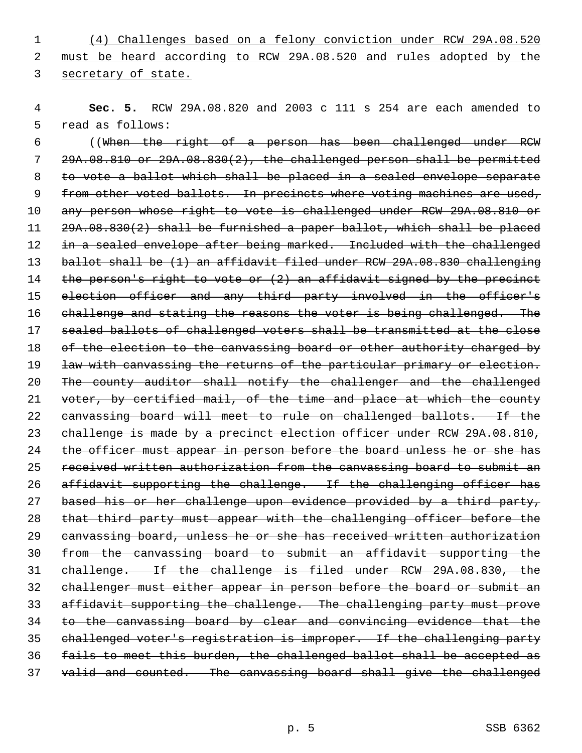(4) Challenges based on a felony conviction under RCW 29A.08.520 must be heard according to RCW 29A.08.520 and rules adopted by the secretary of state.

**Sec. 5.** RCW 29A.08.820 and 2003 c 111 s 254 are each amended to read as follows:

((~~When the right of a person has been challenged under RCW 29A.08.810 or 29A.08.830(2), the challenged person shall be permitted to vote a ballot which shall be placed in a sealed envelope separate from other voted ballots. In precincts where voting machines are used, any person whose right to vote is challenged under RCW 29A.08.810 or 29A.08.830(2) shall be furnished a paper ballot, which shall be placed in a sealed envelope after being marked. Included with the challenged ballot shall be (1) an affidavit filed under RCW 29A.08.830 challenging the person's right to vote or (2) an affidavit signed by the precinct election officer and any third party involved in the officer's challenge and stating the reasons the voter is being challenged. The sealed ballots of challenged voters shall be transmitted at the close of the election to the canvassing board or other authority charged by law with canvassing the returns of the particular primary or election. The county auditor shall notify the challenger and the challenged voter, by certified mail, of the time and place at which the county canvassing board will meet to rule on challenged ballots. If the challenge is made by a precinct election officer under RCW 29A.08.810, the officer must appear in person before the board unless he or she has received written authorization from the canvassing board to submit an affidavit supporting the challenge. If the challenging officer has based his or her challenge upon evidence provided by a third party, that third party must appear with the challenging officer before the canvassing board, unless he or she has received written authorization from the canvassing board to submit an affidavit supporting the challenge. If the challenge is filed under RCW 29A.08.830, the challenger must either appear in person before the board or submit an affidavit supporting the challenge. The challenging party must prove to the canvassing board by clear and convincing evidence that the challenged voter's registration is improper. If the challenging party fails to meet this burden, the challenged ballot shall be accepted as valid and counted. The canvassing board shall give the challenged~~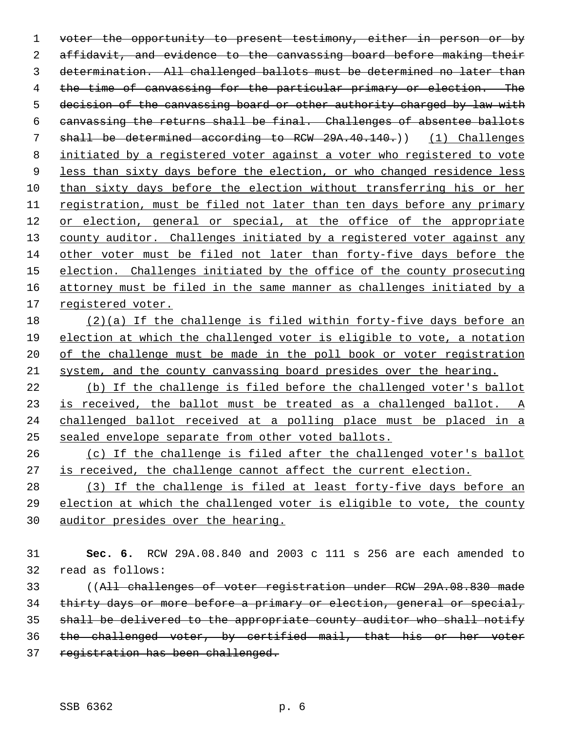~~voter the opportunity to present testimony, either in person or by affidavit, and evidence to the canvassing board before making their determination. All challenged ballots must be determined no later than the time of canvassing for the particular primary or election. The decision of the canvassing board or other authority charged by law with canvassing the returns shall be final. Challenges of absentee ballots shall be determined according to RCW 29A.40.140.~~)) <u>(1) Challenges initiated by a registered voter against a voter who registered to vote less than sixty days before the election, or who changed residence less than sixty days before the election without transferring his or her registration, must be filed not later than ten days before any primary or election, general or special, at the office of the appropriate county auditor. Challenges initiated by a registered voter against any other voter must be filed not later than forty-five days before the election. Challenges initiated by the office of the county prosecuting attorney must be filed in the same manner as challenges initiated by a registered voter.</u>

<u>(2)(a) If the challenge is filed within forty-five days before an election at which the challenged voter is eligible to vote, a notation of the challenge must be made in the poll book or voter registration system, and the county canvassing board presides over the hearing.</u>

<u>(b) If the challenge is filed before the challenged voter's ballot is received, the ballot must be treated as a challenged ballot. A challenged ballot received at a polling place must be placed in a sealed envelope separate from other voted ballots.</u>

<u>(c) If the challenge is filed after the challenged voter's ballot is received, the challenge cannot affect the current election.</u>

<u>(3) If the challenge is filed at least forty-five days before an election at which the challenged voter is eligible to vote, the county auditor presides over the hearing.</u>

**Sec. 6.** RCW 29A.08.840 and 2003 c 111 s 256 are each amended to read as follows:

((~~All challenges of voter registration under RCW 29A.08.830 made thirty days or more before a primary or election, general or special, shall be delivered to the appropriate county auditor who shall notify the challenged voter, by certified mail, that his or her voter registration has been challenged.~~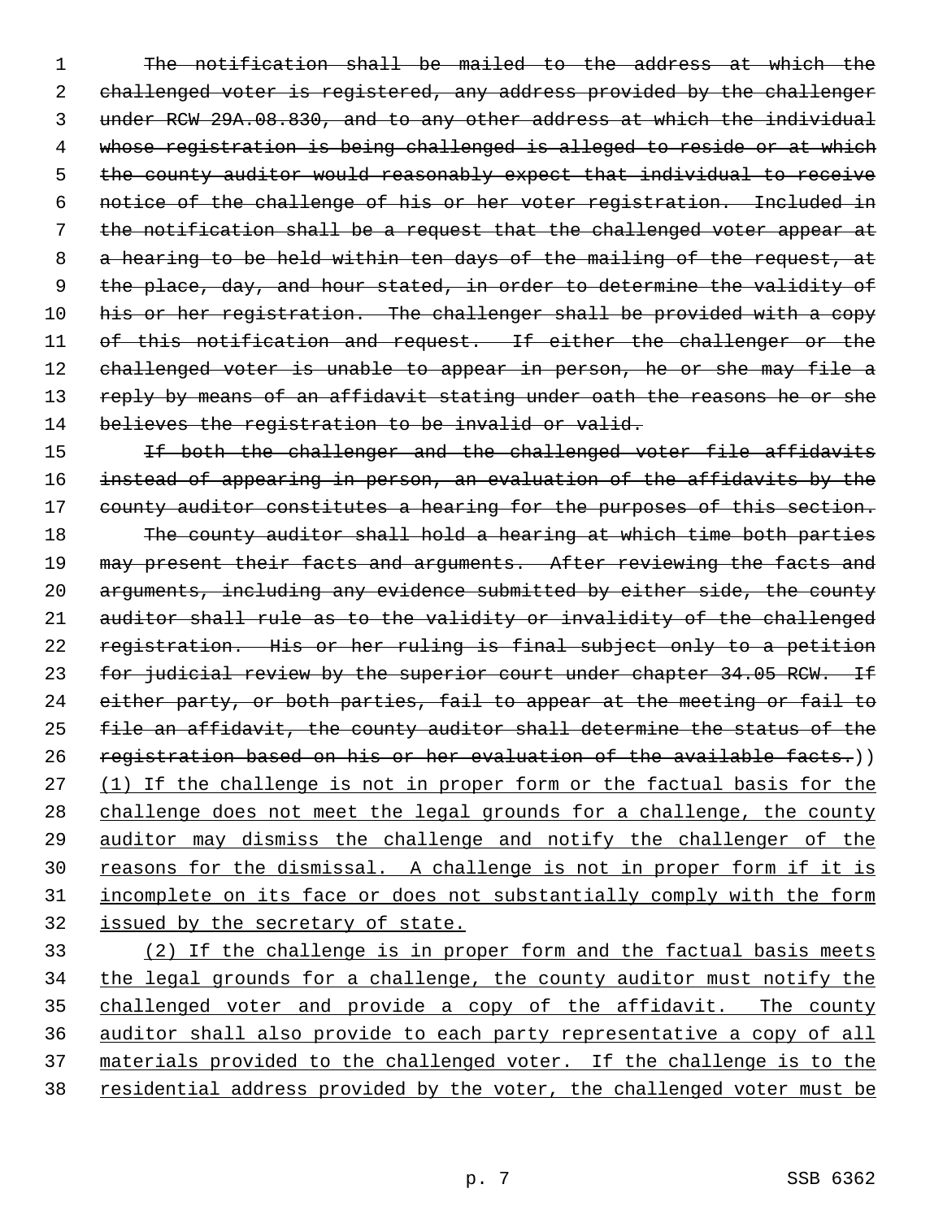~~The notification shall be mailed to the address at which the challenged voter is registered, any address provided by the challenger under RCW 29A.08.830, and to any other address at which the individual whose registration is being challenged is alleged to reside or at which the county auditor would reasonably expect that individual to receive notice of the challenge of his or her voter registration. Included in the notification shall be a request that the challenged voter appear at a hearing to be held within ten days of the mailing of the request, at the place, day, and hour stated, in order to determine the validity of his or her registration. The challenger shall be provided with a copy of this notification and request. If either the challenger or the challenged voter is unable to appear in person, he or she may file a reply by means of an affidavit stating under oath the reasons he or she believes the registration to be invalid or valid.~~

~~If both the challenger and the challenged voter file affidavits instead of appearing in person, an evaluation of the affidavits by the county auditor constitutes a hearing for the purposes of this section.~~

~~The county auditor shall hold a hearing at which time both parties may present their facts and arguments. After reviewing the facts and arguments, including any evidence submitted by either side, the county auditor shall rule as to the validity or invalidity of the challenged registration. His or her ruling is final subject only to a petition for judicial review by the superior court under chapter 34.05 RCW. If either party, or both parties, fail to appear at the meeting or fail to file an affidavit, the county auditor shall determine the status of the registration based on his or her evaluation of the available facts.~~))

<u>(1) If the challenge is not in proper form or the factual basis for the challenge does not meet the legal grounds for a challenge, the county auditor may dismiss the challenge and notify the challenger of the reasons for the dismissal. A challenge is not in proper form if it is incomplete on its face or does not substantially comply with the form issued by the secretary of state.</u>

<u>(2) If the challenge is in proper form and the factual basis meets the legal grounds for a challenge, the county auditor must notify the challenged voter and provide a copy of the affidavit. The county auditor shall also provide to each party representative a copy of all materials provided to the challenged voter. If the challenge is to the residential address provided by the voter, the challenged voter must be</u>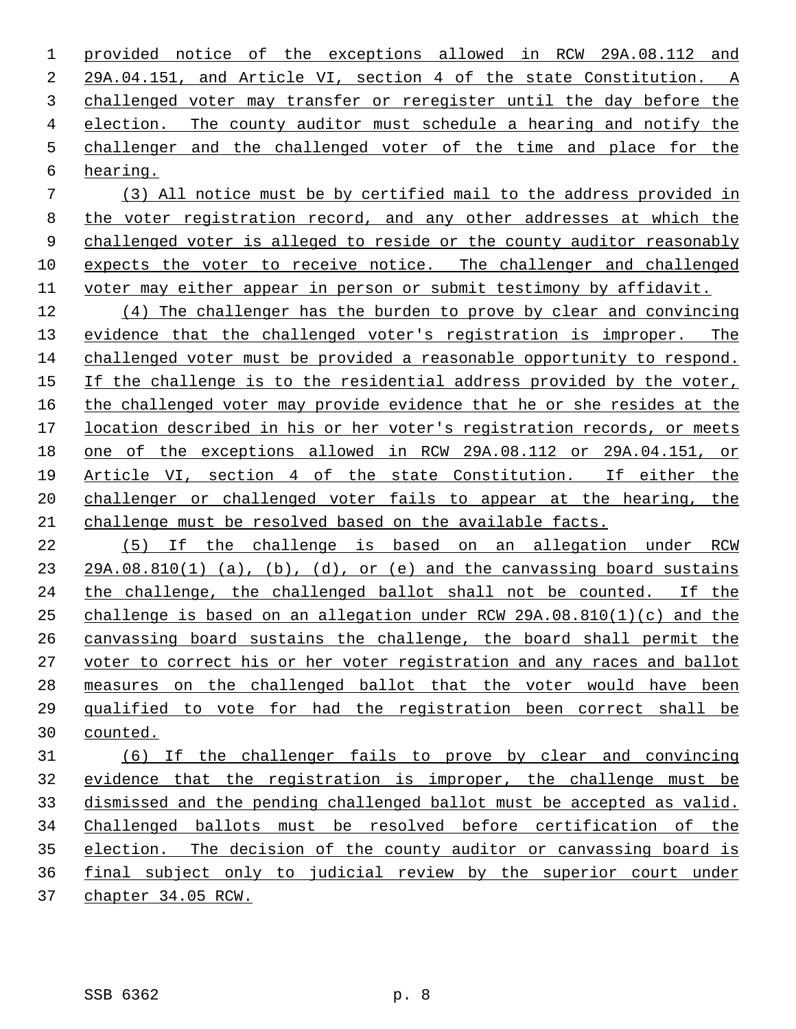provided notice of the exceptions allowed in RCW 29A.08.112 and 29A.04.151, and Article VI, section 4 of the state Constitution. A challenged voter may transfer or reregister until the day before the election. The county auditor must schedule a hearing and notify the challenger and the challenged voter of the time and place for the hearing.

(3) All notice must be by certified mail to the address provided in the voter registration record, and any other addresses at which the challenged voter is alleged to reside or the county auditor reasonably expects the voter to receive notice. The challenger and challenged voter may either appear in person or submit testimony by affidavit.

(4) The challenger has the burden to prove by clear and convincing evidence that the challenged voter's registration is improper. The challenged voter must be provided a reasonable opportunity to respond. If the challenge is to the residential address provided by the voter, the challenged voter may provide evidence that he or she resides at the location described in his or her voter's registration records, or meets one of the exceptions allowed in RCW 29A.08.112 or 29A.04.151, or Article VI, section 4 of the state Constitution. If either the challenger or challenged voter fails to appear at the hearing, the challenge must be resolved based on the available facts.

(5) If the challenge is based on an allegation under RCW 29A.08.810(1) (a), (b), (d), or (e) and the canvassing board sustains the challenge, the challenged ballot shall not be counted. If the challenge is based on an allegation under RCW 29A.08.810(1)(c) and the canvassing board sustains the challenge, the board shall permit the voter to correct his or her voter registration and any races and ballot measures on the challenged ballot that the voter would have been qualified to vote for had the registration been correct shall be counted.

(6) If the challenger fails to prove by clear and convincing evidence that the registration is improper, the challenge must be dismissed and the pending challenged ballot must be accepted as valid. Challenged ballots must be resolved before certification of the election. The decision of the county auditor or canvassing board is final subject only to judicial review by the superior court under chapter 34.05 RCW.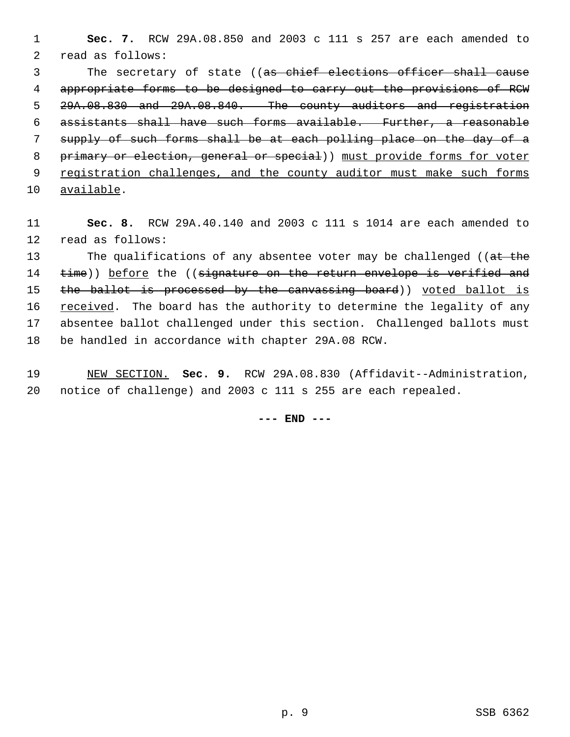**Sec. 7.** RCW 29A.08.850 and 2003 c 111 s 257 are each amended to read as follows:

The secretary of state ((~~as chief elections officer shall cause appropriate forms to be designed to carry out the provisions of RCW 29A.08.830 and 29A.08.840. The county auditors and registration assistants shall have such forms available. Further, a reasonable supply of such forms shall be at each polling place on the day of a primary or election, general or special~~)) <u>must provide forms for voter registration challenges, and the county auditor must make such forms available</u>.

**Sec. 8.** RCW 29A.40.140 and 2003 c 111 s 1014 are each amended to read as follows:

The qualifications of any absentee voter may be challenged ((~~at the time~~)) <u>before</u> the ((~~signature on the return envelope is verified and the ballot is processed by the canvassing board~~)) <u>voted ballot is received</u>. The board has the authority to determine the legality of any absentee ballot challenged under this section. Challenged ballots must be handled in accordance with chapter 29A.08 RCW.

<u>NEW SECTION.</u> **Sec. 9.** RCW 29A.08.830 (Affidavit--Administration, notice of challenge) and 2003 c 111 s 255 are each repealed.

**--- END ---**